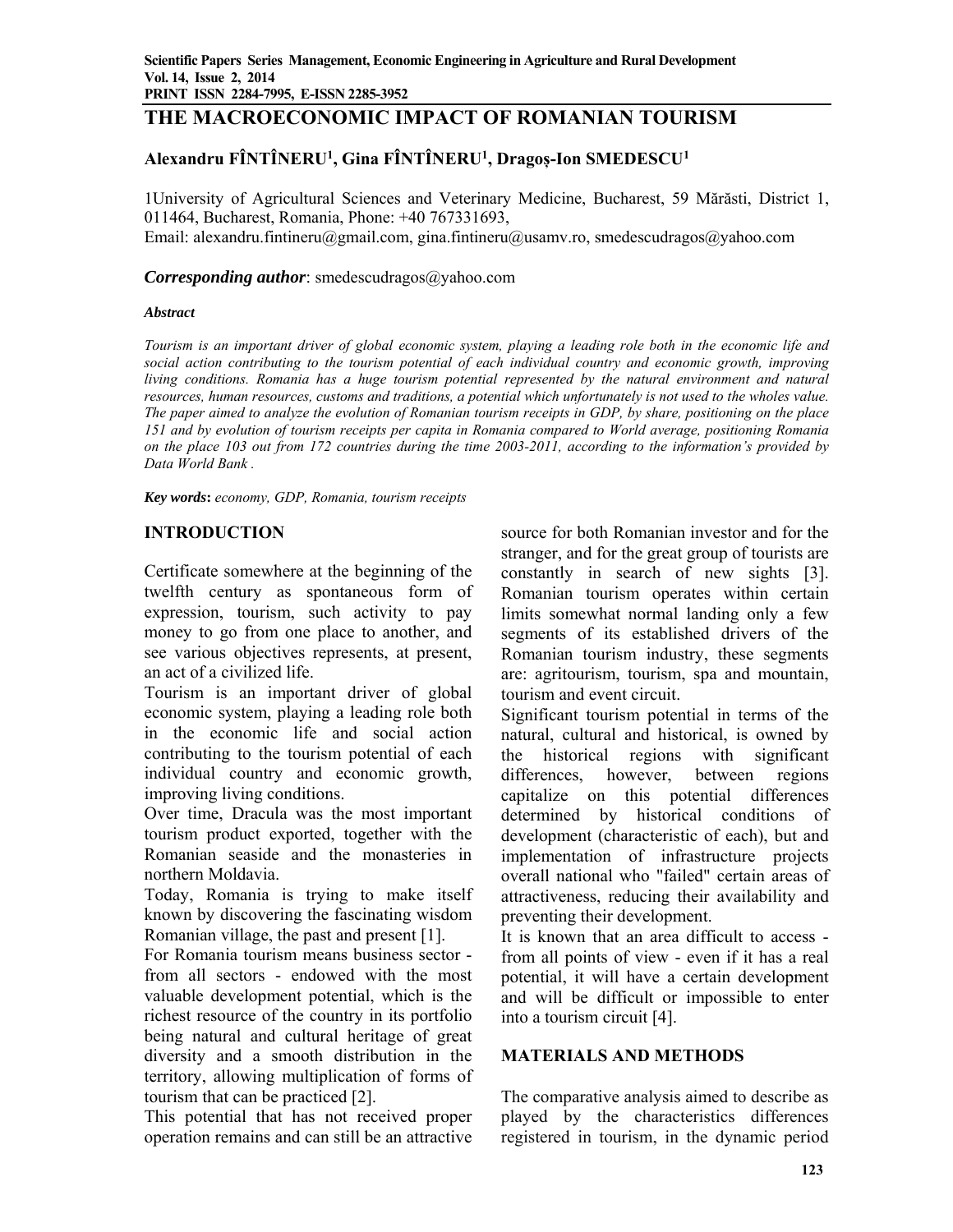# THE MACROECONOMIC IMPACT OF ROMANIAN TOURISM

**Alexandru FÎNTÎNERU[1], Gina FÎNTÎNERU[1], Dragoş-Ion SMEDESCU[1]**

1University of Agricultural Sciences and Veterinary Medicine, Bucharest, 59 Mărăsti, District 1, 011464, Bucharest, Romania, Phone: +40 767331693,
Email: alexandru.fintineru@gmail.com, gina.fintineru@usamv.ro, smedescudragos@yahoo.com

***Corresponding author***: smedescudragos@yahoo.com

***Abstract***

*Tourism is an important driver of global economic system, playing a leading role both in the economic life and social action contributing to the tourism potential of each individual country and economic growth, improving living conditions. Romania has a huge tourism potential represented by the natural environment and natural resources, human resources, customs and traditions, a potential which unfortunately is not used to the wholes value. The paper aimed to analyze the evolution of Romanian tourism receipts in GDP, by share, positioning on the place 151 and by evolution of tourism receipts per capita in Romania compared to World average, positioning Romania on the place 103 out from 172 countries during the time 2003-2011, according to the information's provided by Data World Bank .*

***Key words*****:** *economy, GDP, Romania, tourism receipts*

## INTRODUCTION

Certificate somewhere at the beginning of the twelfth century as spontaneous form of expression, tourism, such activity to pay money to go from one place to another, and see various objectives represents, at present, an act of a civilized life.

Tourism is an important driver of global economic system, playing a leading role both in the economic life and social action contributing to the tourism potential of each individual country and economic growth, improving living conditions.

Over time, Dracula was the most important tourism product exported, together with the Romanian seaside and the monasteries in northern Moldavia.

Today, Romania is trying to make itself known by discovering the fascinating wisdom Romanian village, the past and present [1].

For Romania tourism means business sector - from all sectors - endowed with the most valuable development potential, which is the richest resource of the country in its portfolio being natural and cultural heritage of great diversity and a smooth distribution in the territory, allowing multiplication of forms of tourism that can be practiced [2].

This potential that has not received proper operation remains and can still be an attractive source for both Romanian investor and for the stranger, and for the great group of tourists are constantly in search of new sights [3].

Romanian tourism operates within certain limits somewhat normal landing only a few segments of its established drivers of the Romanian tourism industry, these segments are: agritourism, tourism, spa and mountain, tourism and event circuit.

Significant tourism potential in terms of the natural, cultural and historical, is owned by the historical regions with significant differences, however, between regions capitalize on this potential differences determined by historical conditions of development (characteristic of each), but and implementation of infrastructure projects overall national who "failed" certain areas of attractiveness, reducing their availability and preventing their development.

It is known that an area difficult to access - from all points of view - even if it has a real potential, it will have a certain development and will be difficult or impossible to enter into a tourism circuit [4].

## MATERIALS AND METHODS

The comparative analysis aimed to describe as played by the characteristics differences registered in tourism, in the dynamic period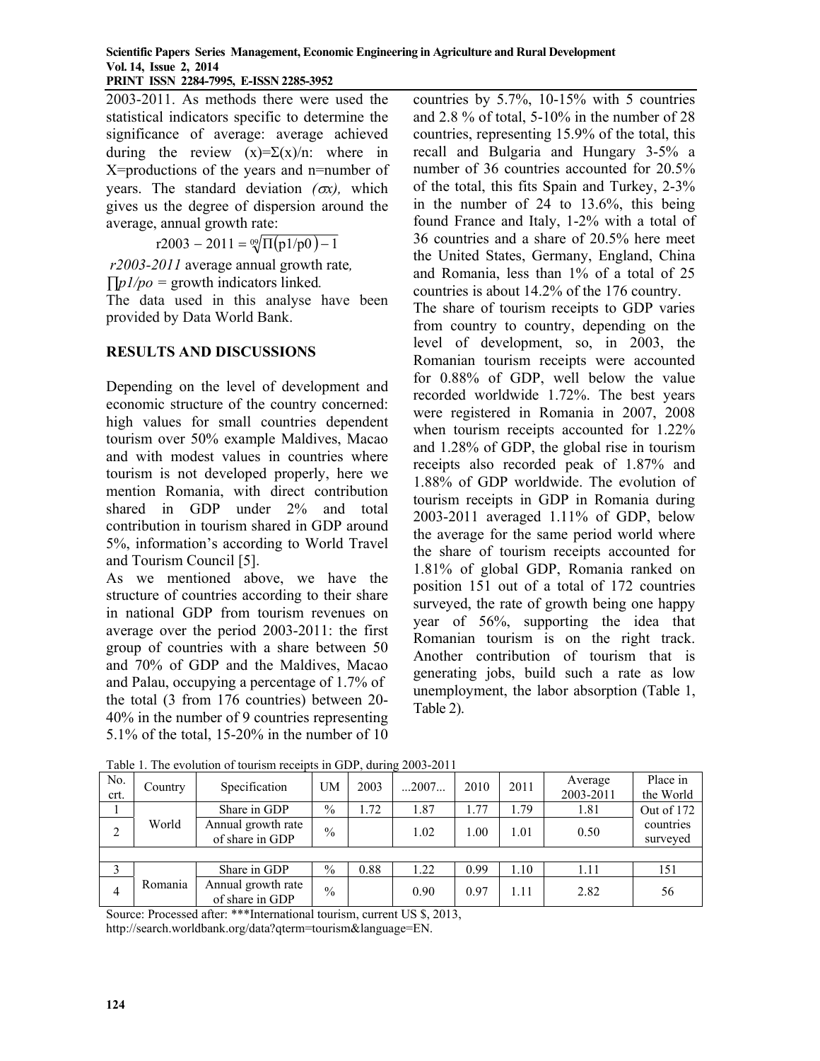2003-2011. As methods there were used the statistical indicators specific to determine the significance of average: average achieved during the review $(x)=\Sigma(x)/n$: where in X=productions of the years and n=number of years. The standard deviation $(\sigma x)$, which gives us the degree of dispersion around the average, annual growth rate:

$$r2003-2011=\sqrt[09]{\Pi(p1/p0)}-1$$

*r2003-2011* average annual growth rate,

$\prod p1/po$ = growth indicators linked.

The data used in this analyse have been provided by Data World Bank.

## RESULTS AND DISCUSSIONS

Depending on the level of development and economic structure of the country concerned: high values for small countries dependent tourism over 50% example Maldives, Macao and with modest values in countries where tourism is not developed properly, here we mention Romania, with direct contribution shared in GDP under 2% and total contribution in tourism shared in GDP around 5%, information's according to World Travel and Tourism Council [5].

As we mentioned above, we have the structure of countries according to their share in national GDP from tourism revenues on average over the period 2003-2011: the first group of countries with a share between 50 and 70% of GDP and the Maldives, Macao and Palau, occupying a percentage of 1.7% of the total (3 from 176 countries) between 20-40% in the number of 9 countries representing 5.1% of the total, 15-20% in the number of 10 countries by 5.7%, 10-15% with 5 countries and 2.8 % of total, 5-10% in the number of 28 countries, representing 15.9% of the total, this recall and Bulgaria and Hungary 3-5% a number of 36 countries accounted for 20.5% of the total, this fits Spain and Turkey, 2-3% in the number of 24 to 13.6%, this being found France and Italy, 1-2% with a total of 36 countries and a share of 20.5% here meet the United States, Germany, England, China and Romania, less than 1% of a total of 25 countries is about 14.2% of the 176 country.

The share of tourism receipts to GDP varies from country to country, depending on the level of development, so, in 2003, the Romanian tourism receipts were accounted for 0.88% of GDP, well below the value recorded worldwide 1.72%. The best years were registered in Romania in 2007, 2008 when tourism receipts accounted for 1.22% and 1.28% of GDP, the global rise in tourism receipts also recorded peak of 1.87% and 1.88% of GDP worldwide. The evolution of tourism receipts in GDP in Romania during 2003-2011 averaged 1.11% of GDP, below the average for the same period world where the share of tourism receipts accounted for 1.81% of global GDP, Romania ranked on position 151 out of a total of 172 countries surveyed, the rate of growth being one happy year of 56%, supporting the idea that Romanian tourism is on the right track. Another contribution of tourism that is generating jobs, build such a rate as low unemployment, the labor absorption (Table 1, Table 2).

Table 1. The evolution of tourism receipts in GDP, during 2003-2011

| No. crt. | Country | Specification | UM | 2003 | ...2007... | 2010 | 2011 | Average 2003-2011 | Place in the World |
|---|---|---|---|---|---|---|---|---|---|
| 1 | World | Share in GDP | % | 1.72 | 1.87 | 1.77 | 1.79 | 1.81 | Out of 172 countries surveyed |
| 2 | | Annual growth rate of share in GDP | % | | 1.02 | 1.00 | 1.01 | 0.50 | |
| | | | | | | | | | |
| 3 | Romania | Share in GDP | % | 0.88 | 1.22 | 0.99 | 1.10 | 1.11 | 151 |
| 4 | | Annual growth rate of share in GDP | % | | 0.90 | 0.97 | 1.11 | 2.82 | 56 |

Source: Processed after: ***International tourism, current US $, 2013, http://search.worldbank.org/data?qterm=tourism&language=EN.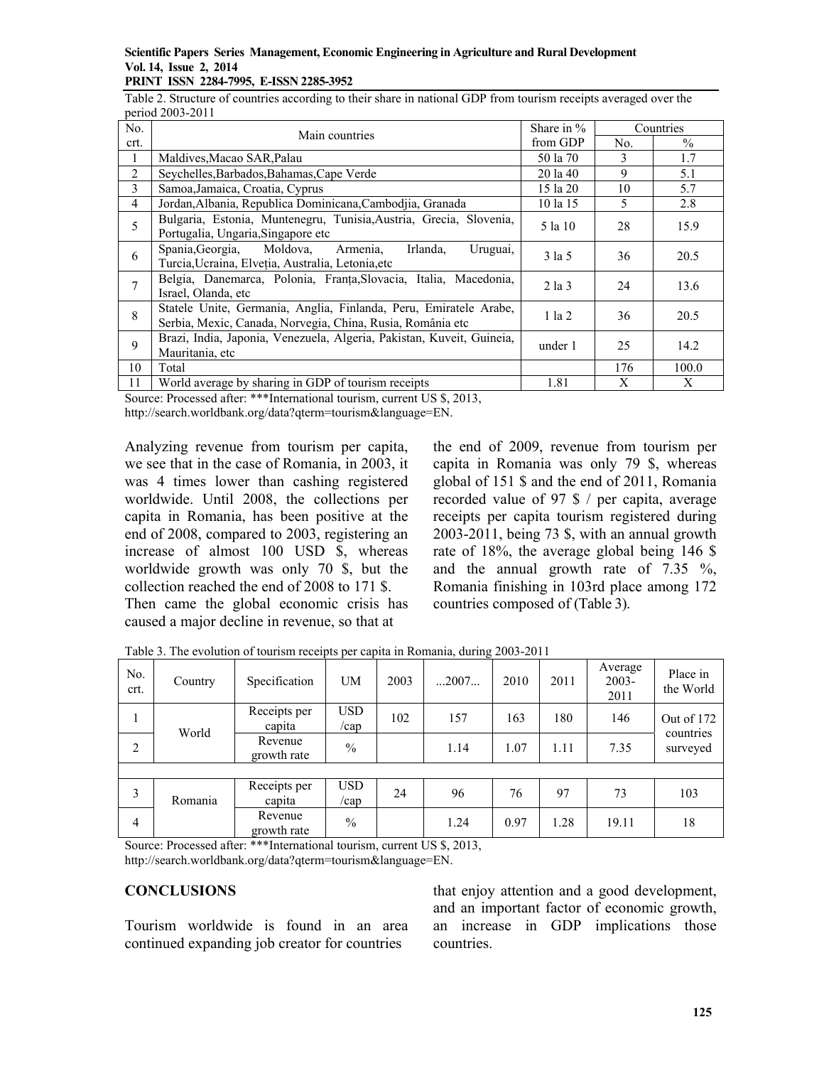Table 2. Structure of countries according to their share in national GDP from tourism receipts averaged over the period 2003-2011

| No. crt. | Main countries | Share in % from GDP | Countries | |
|---|---|---|---|---|
| | | | No. | % |
| 1 | Maldives,Macao SAR,Palau | 50 la 70 | 3 | 1.7 |
| 2 | Seychelles,Barbados,Bahamas,Cape Verde | 20 la 40 | 9 | 5.1 |
| 3 | Samoa,Jamaica, Croatia, Cyprus | 15 la 20 | 10 | 5.7 |
| 4 | Jordan,Albania, Republica Dominicana,Cambodjia, Granada | 10 la 15 | 5 | 2.8 |
| 5 | Bulgaria, Estonia, Muntenegru, Tunisia,Austria, Grecia, Slovenia, Portugalia, Ungaria,Singapore etc | 5 la 10 | 28 | 15.9 |
| 6 | Spania,Georgia, Moldova, Armenia, Irlanda, Uruguai, Turcia,Ucraina, Elveția, Australia, Letonia,etc | 3 la 5 | 36 | 20.5 |
| 7 | Belgia, Danemarca, Polonia, Franța,Slovacia, Italia, Macedonia, Israel, Olanda, etc | 2 la 3 | 24 | 13.6 |
| 8 | Statele Unite, Germania, Anglia, Finlanda, Peru, Emiratele Arabe, Serbia, Mexic, Canada, Norvegia, China, Rusia, România etc | 1 la 2 | 36 | 20.5 |
| 9 | Brazi, India, Japonia, Venezuela, Algeria, Pakistan, Kuveit, Guineia, Mauritania, etc | under 1 | 25 | 14.2 |
| 10 | Total | | 176 | 100.0 |
| 11 | World average by sharing in GDP of tourism receipts | 1.81 | X | X |

Source: Processed after: ***International tourism, current US $, 2013, http://search.worldbank.org/data?qterm=tourism&language=EN.

Analyzing revenue from tourism per capita, we see that in the case of Romania, in 2003, it was 4 times lower than cashing registered worldwide. Until 2008, the collections per capita in Romania, has been positive at the end of 2008, compared to 2003, registering an increase of almost 100 USD $, whereas worldwide growth was only 70 $, but the collection reached the end of 2008 to 171 $.

Then came the global economic crisis has caused a major decline in revenue, so that at the end of 2009, revenue from tourism per capita in Romania was only 79 $, whereas global of 151 $ and the end of 2011, Romania recorded value of 97 $ / per capita, average receipts per capita tourism registered during 2003-2011, being 73 $, with an annual growth rate of 18%, the average global being 146 $ and the annual growth rate of 7.35 %, Romania finishing in 103rd place among 172 countries composed of (Table 3).

Table 3. The evolution of tourism receipts per capita in Romania, during 2003-2011

| No. crt. | Country | Specification | UM | 2003 | ...2007... | 2010 | 2011 | Average 2003-2011 | Place in the World |
|---|---|---|---|---|---|---|---|---|---|
| 1 | World | Receipts per capita | USD /cap | 102 | 157 | 163 | 180 | 146 | Out of 172 countries surveyed |
| 2 | | Revenue growth rate | % | | 1.14 | 1.07 | 1.11 | 7.35 | |
| | | | | | | | | | |
| 3 | Romania | Receipts per capita | USD /cap | 24 | 96 | 76 | 97 | 73 | 103 |
| 4 | | Revenue growth rate | % | | 1.24 | 0.97 | 1.28 | 19.11 | 18 |

Source: Processed after: ***International tourism, current US $, 2013, http://search.worldbank.org/data?qterm=tourism&language=EN.

## CONCLUSIONS

Tourism worldwide is found in an area continued expanding job creator for countries that enjoy attention and a good development, and an important factor of economic growth, an increase in GDP implications those countries.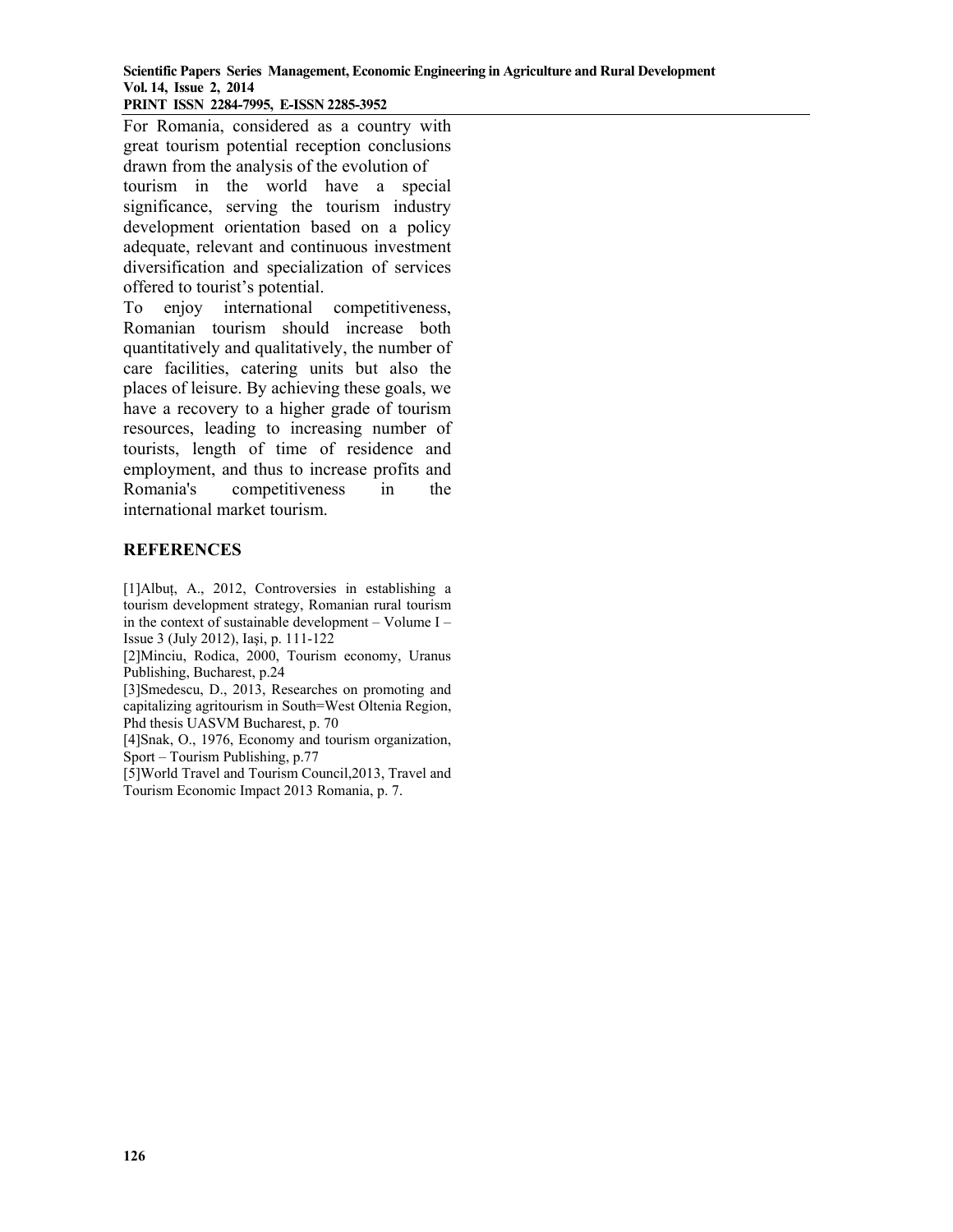For Romania, considered as a country with great tourism potential reception conclusions drawn from the analysis of the evolution of tourism in the world have a special significance, serving the tourism industry development orientation based on a policy adequate, relevant and continuous investment diversification and specialization of services offered to tourist's potential.

To enjoy international competitiveness, Romanian tourism should increase both quantitatively and qualitatively, the number of care facilities, catering units but also the places of leisure. By achieving these goals, we have a recovery to a higher grade of tourism resources, leading to increasing number of tourists, length of time of residence and employment, and thus to increase profits and Romania's competitiveness in the international market tourism.

## REFERENCES

[1]Albuț, A., 2012, Controversies in establishing a tourism development strategy, Romanian rural tourism in the context of sustainable development – Volume I – Issue 3 (July 2012), Iaşi, p. 111-122

[2]Minciu, Rodica, 2000, Tourism economy, Uranus Publishing, Bucharest, p.24

[3]Smedescu, D., 2013, Researches on promoting and capitalizing agritourism in South=West Oltenia Region, Phd thesis UASVM Bucharest, p. 70

[4]Snak, O., 1976, Economy and tourism organization, Sport – Tourism Publishing, p.77

[5]World Travel and Tourism Council,2013, Travel and Tourism Economic Impact 2013 Romania, p. 7.